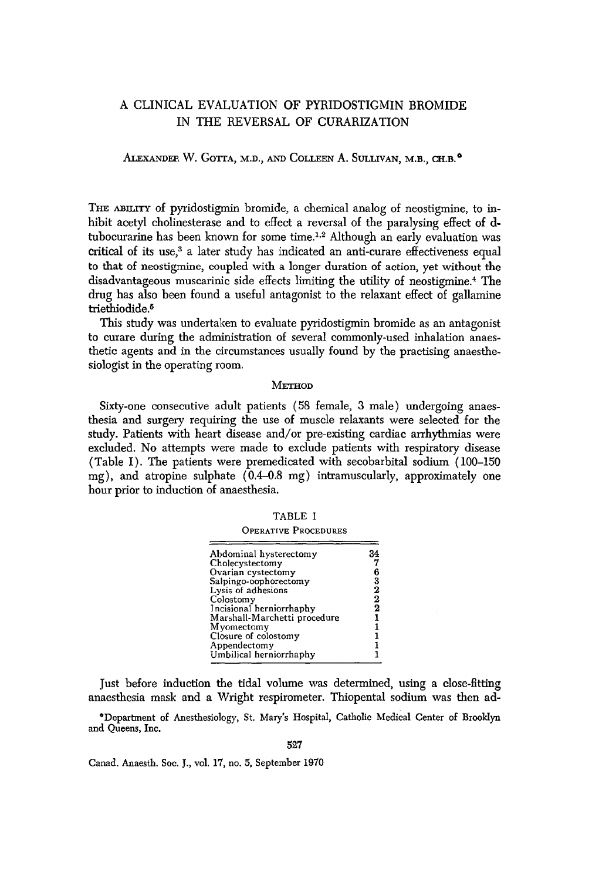# A CLINICAL EVALUATION OF PYRIDOSTIGMIN BROMIDE IN THE REVERSAL OF CURARIZATION

ALEXANDER W. GOTTA, M.D., AND COLLEEN A. SULLIVAN, M.B., CH.B.*

THE ABILITY of pyridostigmin bromide, a chemical analog of neostigmine, to inhibit acetyl cholinesterase and to effect a reversal of the paralysing effect of d-tubocurarine has been known for some time.[1,2] Although an early evaluation was critical of its use,[3] a later study has indicated an anti-curare effectiveness equal to that of neostigmine, coupled with a longer duration of action, yet without the disadvantageous muscarinic side effects limiting the utility of neostigmine.[4] The drug has also been found a useful antagonist to the relaxant effect of gallamine triethiodide.[5]

This study was undertaken to evaluate pyridostigmin bromide as an antagonist to curare during the administration of several commonly-used inhalation anaesthetic agents and in the circumstances usually found by the practising anaesthesiologist in the operating room.

## METHOD

Sixty-one consecutive adult patients (58 female, 3 male) undergoing anaesthesia and surgery requiring the use of muscle relaxants were selected for the study. Patients with heart disease and/or pre-existing cardiac arrhythmias were excluded. No attempts were made to exclude patients with respiratory disease (Table I). The patients were premedicated with secobarbital sodium (100–150 mg), and atropine sulphate (0.4–0.8 mg) intramuscularly, approximately one hour prior to induction of anaesthesia.

TABLE I
OPERATIVE PROCEDURES

| Procedure | Number |
|---|---|
| Abdominal hysterectomy | 34 |
| Cholecystectomy | 7 |
| Ovarian cystectomy | 6 |
| Salpingo-oophorectomy | 3 |
| Lysis of adhesions | 2 |
| Colostomy | 2 |
| Incisional herniorrhaphy | 2 |
| Marshall-Marchetti procedure | 1 |
| Myomectomy | 1 |
| Closure of colostomy | 1 |
| Appendectomy | 1 |
| Umbilical herniorrhaphy | 1 |

Just before induction the tidal volume was determined, using a close-fitting anaesthesia mask and a Wright respirometer. Thiopental sodium was then ad-

*Department of Anesthesiology, St. Mary's Hospital, Catholic Medical Center of Brooklyn and Queens, Inc.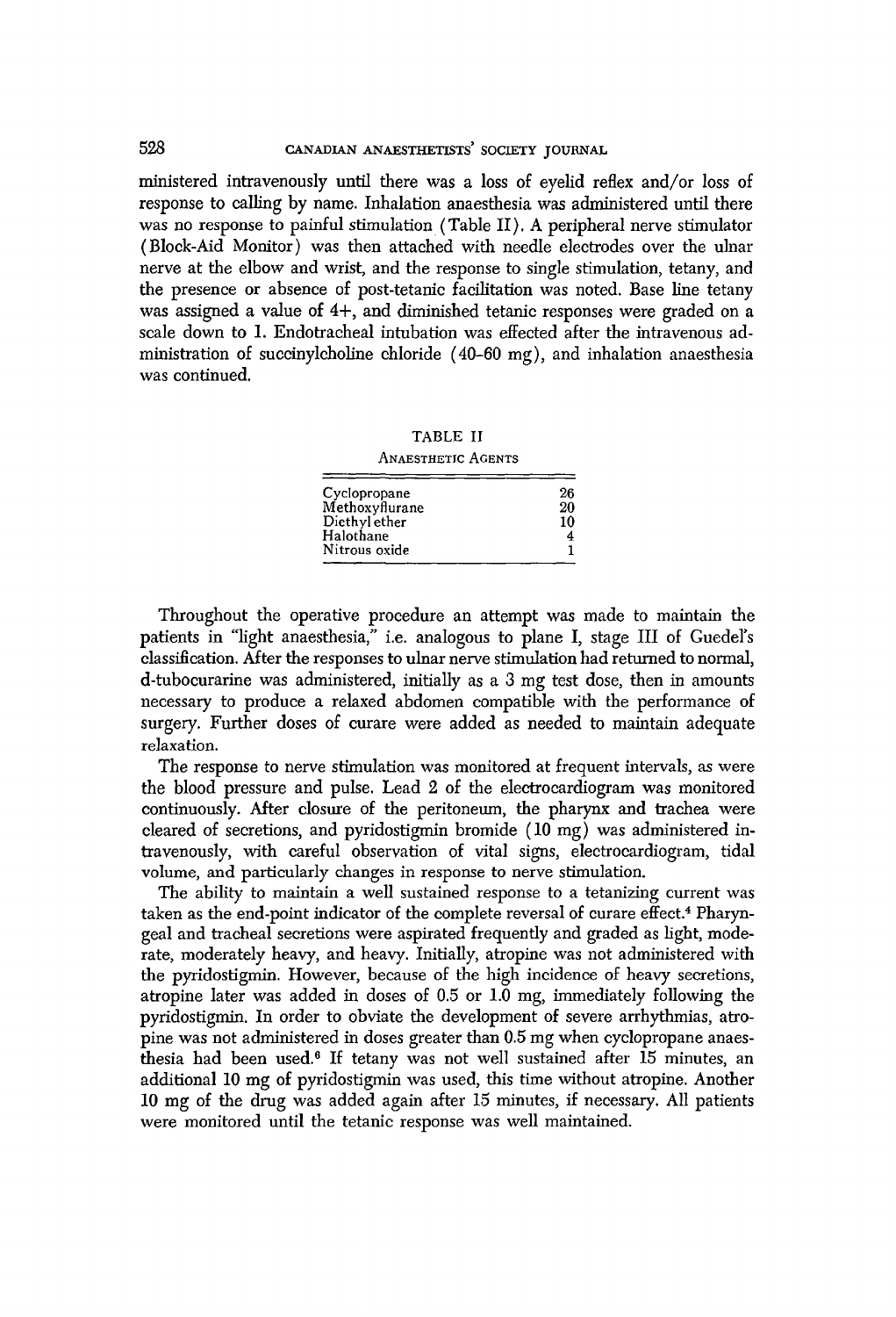ministered intravenously until there was a loss of eyelid reflex and/or loss of response to calling by name. Inhalation anaesthesia was administered until there was no response to painful stimulation (Table II). A peripheral nerve stimulator (Block-Aid Monitor) was then attached with needle electrodes over the ulnar nerve at the elbow and wrist, and the response to single stimulation, tetany, and the presence or absence of post-tetanic facilitation was noted. Base line tetany was assigned a value of 4+, and diminished tetanic responses were graded on a scale down to 1. Endotracheal intubation was effected after the intravenous administration of succinylcholine chloride (40–60 mg), and inhalation anaesthesia was continued.

TABLE II

ANAESTHETIC AGENTS

| | |
|---|---|
| Cyclopropane | 26 |
| Methoxyflurane | 20 |
| Diethyl ether | 10 |
| Halothane | 4 |
| Nitrous oxide | 1 |

Throughout the operative procedure an attempt was made to maintain the patients in "light anaesthesia," i.e. analogous to plane I, stage III of Guedel's classification. After the responses to ulnar nerve stimulation had returned to normal, d-tubocurarine was administered, initially as a 3 mg test dose, then in amounts necessary to produce a relaxed abdomen compatible with the performance of surgery. Further doses of curare were added as needed to maintain adequate relaxation.

The response to nerve stimulation was monitored at frequent intervals, as were the blood pressure and pulse. Lead 2 of the electrocardiogram was monitored continuously. After closure of the peritoneum, the pharynx and trachea were cleared of secretions, and pyridostigmin bromide (10 mg) was administered intravenously, with careful observation of vital signs, electrocardiogram, tidal volume, and particularly changes in response to nerve stimulation.

The ability to maintain a well sustained response to a tetanizing current was taken as the end-point indicator of the complete reversal of curare effect.[4] Pharyngeal and tracheal secretions were aspirated frequently and graded as light, moderate, moderately heavy, and heavy. Initially, atropine was not administered with the pyridostigmin. However, because of the high incidence of heavy secretions, atropine later was added in doses of 0.5 or 1.0 mg, immediately following the pyridostigmin. In order to obviate the development of severe arrhythmias, atropine was not administered in doses greater than 0.5 mg when cyclopropane anaesthesia had been used.[6] If tetany was not well sustained after 15 minutes, an additional 10 mg of pyridostigmin was used, this time without atropine. Another 10 mg of the drug was added again after 15 minutes, if necessary. All patients were monitored until the tetanic response was well maintained.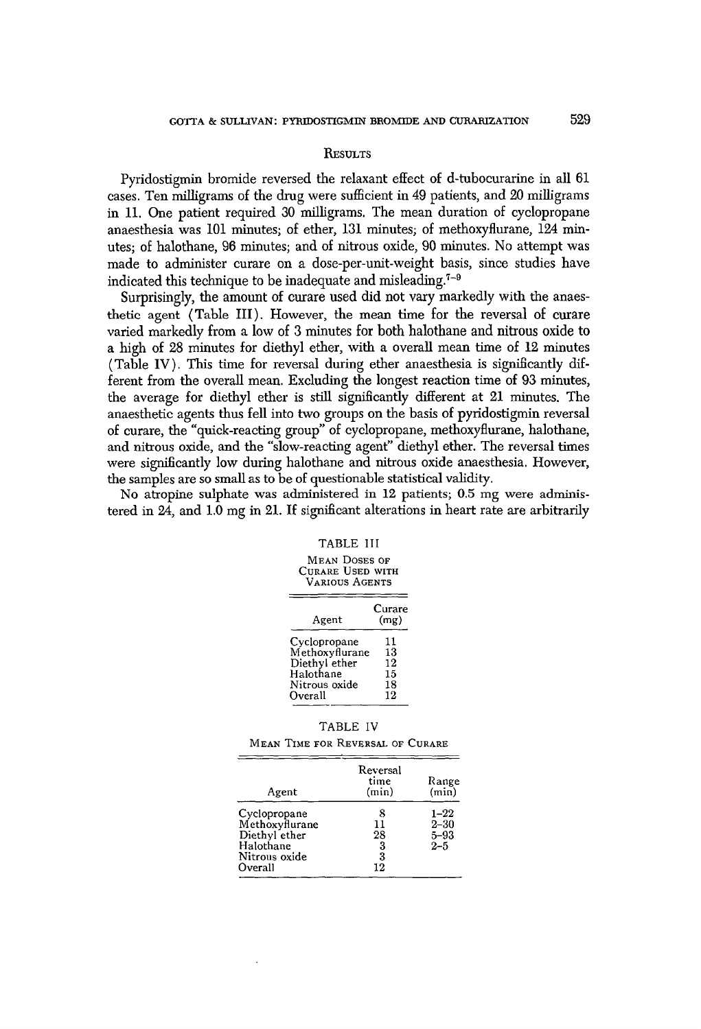## Results

Pyridostigmin bromide reversed the relaxant effect of d-tubocurarine in all 61 cases. Ten milligrams of the drug were sufficient in 49 patients, and 20 milligrams in 11. One patient required 30 milligrams. The mean duration of cyclopropane anaesthesia was 101 minutes; of ether, 131 minutes; of methoxyflurane, 124 minutes; of halothane, 96 minutes; and of nitrous oxide, 90 minutes. No attempt was made to administer curare on a dose-per-unit-weight basis, since studies have indicated this technique to be inadequate and misleading.[7–9]

Surprisingly, the amount of curare used did not vary markedly with the anaesthetic agent (Table III). However, the mean time for the reversal of curare varied markedly from a low of 3 minutes for both halothane and nitrous oxide to a high of 28 minutes for diethyl ether, with a overall mean time of 12 minutes (Table IV). This time for reversal during ether anaesthesia is significantly different from the overall mean. Excluding the longest reaction time of 93 minutes, the average for diethyl ether is still significantly different at 21 minutes. The anaesthetic agents thus fell into two groups on the basis of pyridostigmin reversal of curare, the "quick-reacting group" of cyclopropane, methoxyflurane, halothane, and nitrous oxide, and the "slow-reacting agent" diethyl ether. The reversal times were significantly low during halothane and nitrous oxide anaesthesia. However, the samples are so small as to be of questionable statistical validity.

No atropine sulphate was administered in 12 patients; 0.5 mg were administered in 24, and 1.0 mg in 21. If significant alterations in heart rate are arbitrarily

TABLE III

Mean Doses of Curare Used with Various Agents

| Agent | Curare (mg) |
|---|---|
| Cyclopropane | 11 |
| Methoxyflurane | 13 |
| Diethyl ether | 12 |
| Halothane | 15 |
| Nitrous oxide | 18 |
| Overall | 12 |

TABLE IV

Mean Time for Reversal of Curare

| Agent | Reversal time (min) | Range (min) |
|---|---|---|
| Cyclopropane | 8 | 1–22 |
| Methoxyflurane | 11 | 2–30 |
| Diethyl ether | 28 | 5–93 |
| Halothane | 3 | 2–5 |
| Nitrous oxide | 3 | |
| Overall | 12 | |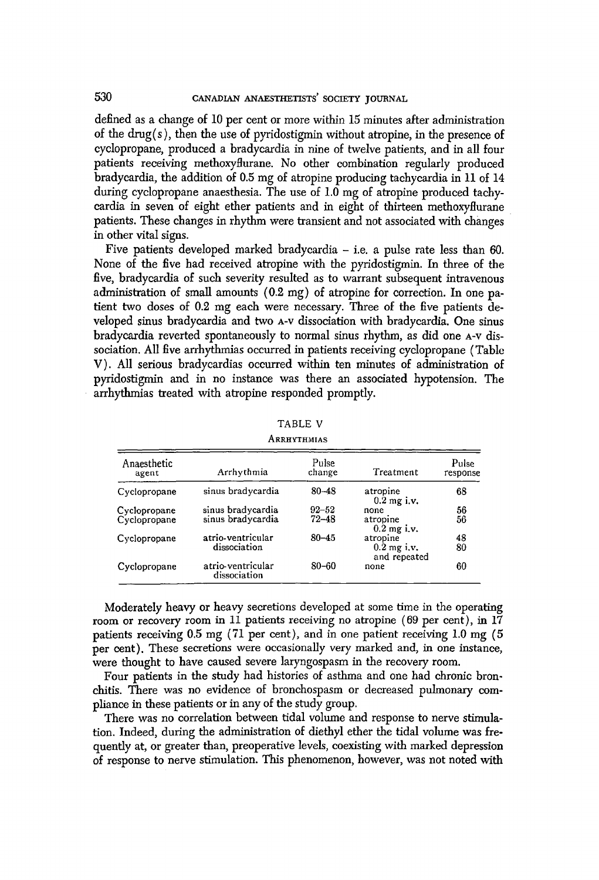defined as a change of 10 per cent or more within 15 minutes after administration of the drug(s), then the use of pyridostigmin without atropine, in the presence of cyclopropane, produced a bradycardia in nine of twelve patients, and in all four patients receiving methoxyflurane. No other combination regularly produced bradycardia, the addition of 0.5 mg of atropine producing tachycardia in 11 of 14 during cyclopropane anaesthesia. The use of 1.0 mg of atropine produced tachycardia in seven of eight ether patients and in eight of thirteen methoxyflurane patients. These changes in rhythm were transient and not associated with changes in other vital signs.

Five patients developed marked bradycardia – i.e. a pulse rate less than 60. None of the five had received atropine with the pyridostigmin. In three of the five, bradycardia of such severity resulted as to warrant subsequent intravenous administration of small amounts (0.2 mg) of atropine for correction. In one patient two doses of 0.2 mg each were necessary. Three of the five patients developed sinus bradycardia and two A-V dissociation with bradycardia. One sinus bradycardia reverted spontaneously to normal sinus rhythm, as did one A-V dissociation. All five arrhythmias occurred in patients receiving cyclopropane (Table V). All serious bradycardias occurred within ten minutes of administration of pyridostigmin and in no instance was there an associated hypotension. The arrhythmias treated with atropine responded promptly.

TABLE V
ARRHYTHMIAS

| Anaesthetic agent | Arrhythmia | Pulse change | Treatment | Pulse response |
|---|---|---|---|---|
| Cyclopropane | sinus bradycardia | 80–48 | atropine 0.2 mg i.v. | 68 |
| Cyclopropane | sinus bradycardia | 92–52 | none | 56 |
| Cyclopropane | sinus bradycardia | 72–48 | atropine 0.2 mg i.v. | 56 |
| Cyclopropane | atrio-ventricular dissociation | 80–45 | atropine 0.2 mg i.v. and repeated | 48 80 |
| Cyclopropane | atrio-ventricular dissociation | 80–60 | none | 60 |

Moderately heavy or heavy secretions developed at some time in the operating room or recovery room in 11 patients receiving no atropine (69 per cent), in 17 patients receiving 0.5 mg (71 per cent), and in one patient receiving 1.0 mg (5 per cent). These secretions were occasionally very marked and, in one instance, were thought to have caused severe laryngospasm in the recovery room.

Four patients in the study had histories of asthma and one had chronic bronchitis. There was no evidence of bronchospasm or decreased pulmonary compliance in these patients or in any of the study group.

There was no correlation between tidal volume and response to nerve stimulation. Indeed, during the administration of diethyl ether the tidal volume was frequently at, or greater than, preoperative levels, coexisting with marked depression of response to nerve stimulation. This phenomenon, however, was not noted with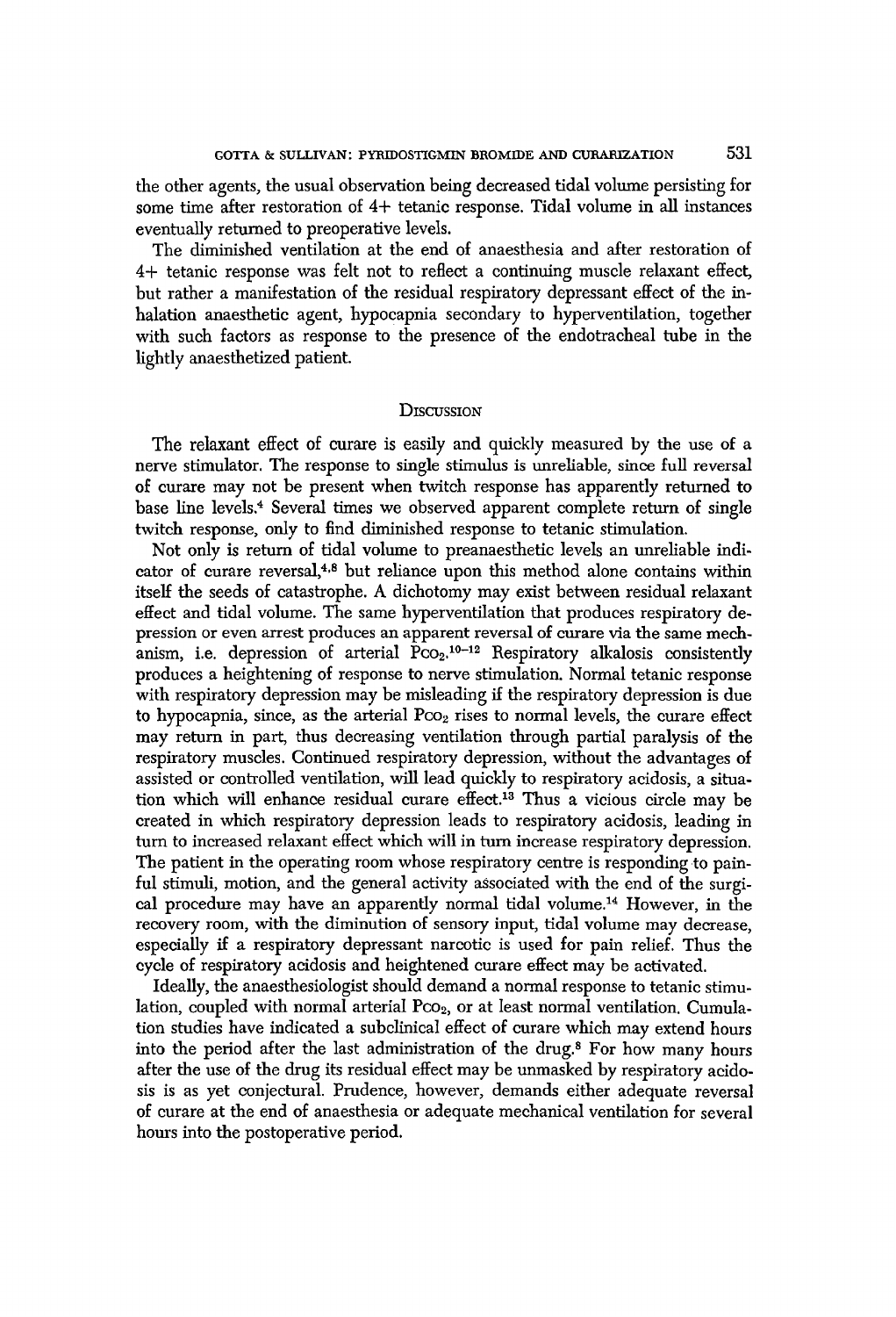the other agents, the usual observation being decreased tidal volume persisting for some time after restoration of 4+ tetanic response. Tidal volume in all instances eventually returned to preoperative levels.

The diminished ventilation at the end of anaesthesia and after restoration of 4+ tetanic response was felt not to reflect a continuing muscle relaxant effect, but rather a manifestation of the residual respiratory depressant effect of the inhalation anaesthetic agent, hypocapnia secondary to hyperventilation, together with such factors as response to the presence of the endotracheal tube in the lightly anaesthetized patient.

## Discussion

The relaxant effect of curare is easily and quickly measured by the use of a nerve stimulator. The response to single stimulus is unreliable, since full reversal of curare may not be present when twitch response has apparently returned to base line levels.[4] Several times we observed apparent complete return of single twitch response, only to find diminished response to tetanic stimulation.

Not only is return of tidal volume to preanaesthetic levels an unreliable indicator of curare reversal,[4,8] but reliance upon this method alone contains within itself the seeds of catastrophe. A dichotomy may exist between residual relaxant effect and tidal volume. The same hyperventilation that produces respiratory depression or even arrest produces an apparent reversal of curare via the same mechanism, i.e. depression of arterial $P_{CO_2}$.[10–12] Respiratory alkalosis consistently produces a heightening of response to nerve stimulation. Normal tetanic response with respiratory depression may be misleading if the respiratory depression is due to hypocapnia, since, as the arterial $P_{CO_2}$ rises to normal levels, the curare effect may return in part, thus decreasing ventilation through partial paralysis of the respiratory muscles. Continued respiratory depression, without the advantages of assisted or controlled ventilation, will lead quickly to respiratory acidosis, a situation which will enhance residual curare effect.[13] Thus a vicious circle may be created in which respiratory depression leads to respiratory acidosis, leading in turn to increased relaxant effect which will in turn increase respiratory depression. The patient in the operating room whose respiratory centre is responding to painful stimuli, motion, and the general activity associated with the end of the surgical procedure may have an apparently normal tidal volume.[14] However, in the recovery room, with the diminution of sensory input, tidal volume may decrease, especially if a respiratory depressant narcotic is used for pain relief. Thus the cycle of respiratory acidosis and heightened curare effect may be activated.

Ideally, the anaesthesiologist should demand a normal response to tetanic stimulation, coupled with normal arterial $P_{CO_2}$, or at least normal ventilation. Cumulation studies have indicated a subclinical effect of curare which may extend hours into the period after the last administration of the drug.[8] For how many hours after the use of the drug its residual effect may be unmasked by respiratory acidosis is as yet conjectural. Prudence, however, demands either adequate reversal of curare at the end of anaesthesia or adequate mechanical ventilation for several hours into the postoperative period.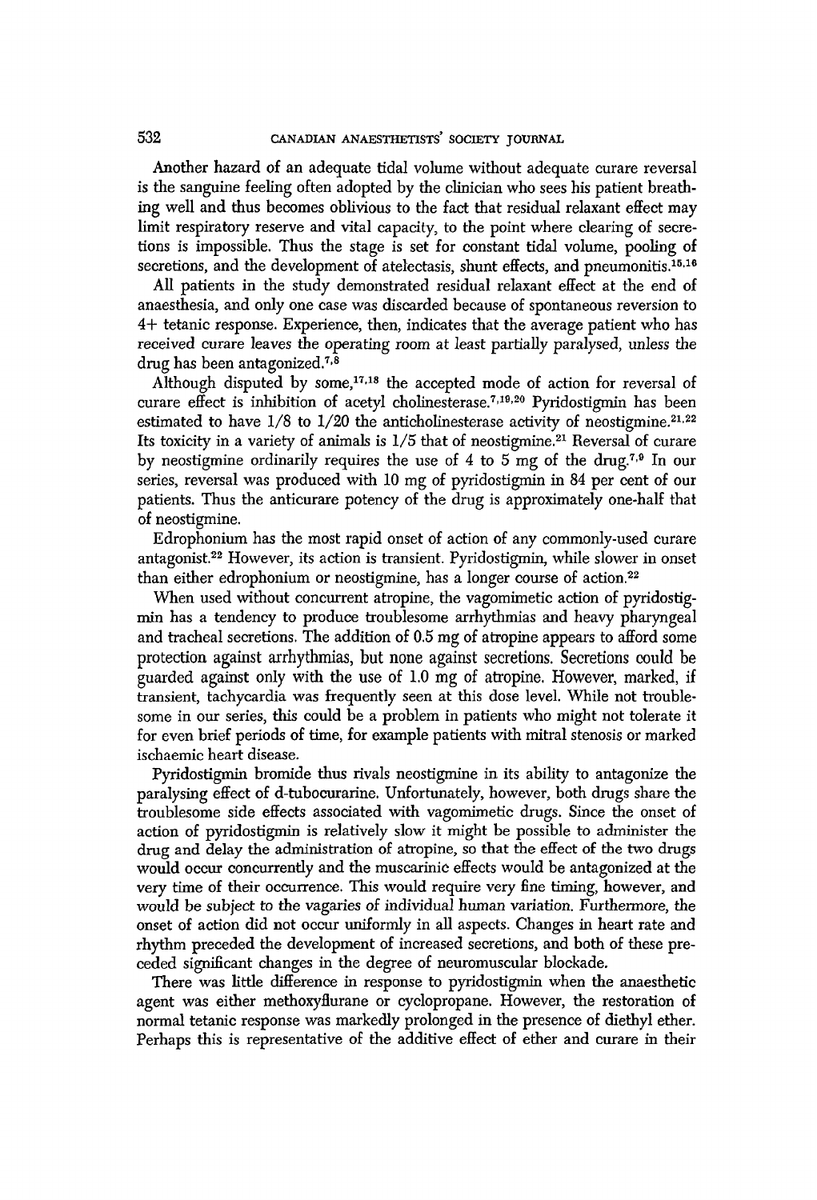Another hazard of an adequate tidal volume without adequate curare reversal is the sanguine feeling often adopted by the clinician who sees his patient breathing well and thus becomes oblivious to the fact that residual relaxant effect may limit respiratory reserve and vital capacity, to the point where clearing of secretions is impossible. Thus the stage is set for constant tidal volume, pooling of secretions, and the development of atelectasis, shunt effects, and pneumonitis.[15,16]

All patients in the study demonstrated residual relaxant effect at the end of anaesthesia, and only one case was discarded because of spontaneous reversion to 4+ tetanic response. Experience, then, indicates that the average patient who has received curare leaves the operating room at least partially paralysed, unless the drug has been antagonized.[7,8]

Although disputed by some,[17,18] the accepted mode of action for reversal of curare effect is inhibition of acetyl cholinesterase.[7,19,20] Pyridostigmin has been estimated to have 1/8 to 1/20 the anticholinesterase activity of neostigmine.[21,22] Its toxicity in a variety of animals is 1/5 that of neostigmine.[21] Reversal of curare by neostigmine ordinarily requires the use of 4 to 5 mg of the drug.[7,9] In our series, reversal was produced with 10 mg of pyridostigmin in 84 per cent of our patients. Thus the anticurare potency of the drug is approximately one-half that of neostigmine.

Edrophonium has the most rapid onset of action of any commonly-used curare antagonist.[22] However, its action is transient. Pyridostigmin, while slower in onset than either edrophonium or neostigmine, has a longer course of action.[22]

When used without concurrent atropine, the vagomimetic action of pyridostigmin has a tendency to produce troublesome arrhythmias and heavy pharyngeal and tracheal secretions. The addition of 0.5 mg of atropine appears to afford some protection against arrhythmias, but none against secretions. Secretions could be guarded against only with the use of 1.0 mg of atropine. However, marked, if transient, tachycardia was frequently seen at this dose level. While not troublesome in our series, this could be a problem in patients who might not tolerate it for even brief periods of time, for example patients with mitral stenosis or marked ischaemic heart disease.

Pyridostigmin bromide thus rivals neostigmine in its ability to antagonize the paralysing effect of d-tubocurarine. Unfortunately, however, both drugs share the troublesome side effects associated with vagomimetic drugs. Since the onset of action of pyridostigmin is relatively slow it might be possible to administer the drug and delay the administration of atropine, so that the effect of the two drugs would occur concurrently and the muscarinic effects would be antagonized at the very time of their occurrence. This would require very fine timing, however, and would be subject to the vagaries of individual human variation. Furthermore, the onset of action did not occur uniformly in all aspects. Changes in heart rate and rhythm preceded the development of increased secretions, and both of these preceded significant changes in the degree of neuromuscular blockade.

There was little difference in response to pyridostigmin when the anaesthetic agent was either methoxyflurane or cyclopropane. However, the restoration of normal tetanic response was markedly prolonged in the presence of diethyl ether. Perhaps this is representative of the additive effect of ether and curare in their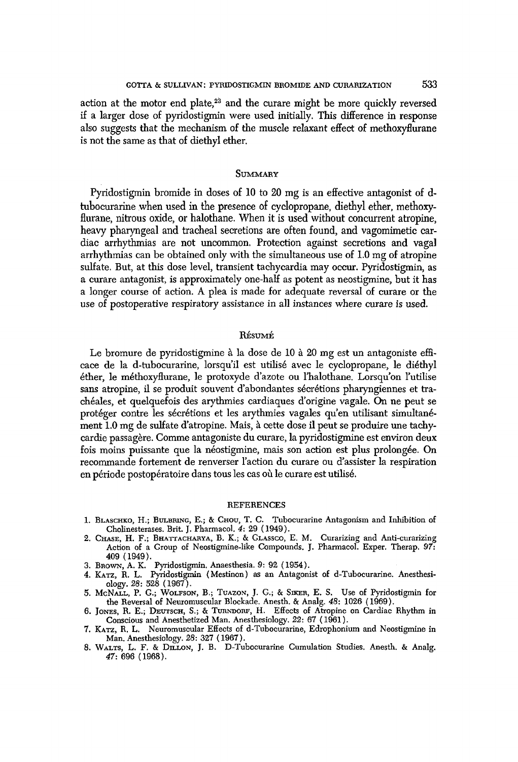action at the motor end plate,[23] and the curare might be more quickly reversed if a larger dose of pyridostigmin were used initially. This difference in response also suggests that the mechanism of the muscle relaxant effect of methoxyflurane is not the same as that of diethyl ether.

## Summary

Pyridostigmin bromide in doses of 10 to 20 mg is an effective antagonist of d-tubocurarine when used in the presence of cyclopropane, diethyl ether, methoxyflurane, nitrous oxide, or halothane. When it is used without concurrent atropine, heavy pharyngeal and tracheal secretions are often found, and vagomimetic cardiac arrhythmias are not uncommon. Protection against secretions and vagal arrhythmias can be obtained only with the simultaneous use of 1.0 mg of atropine sulfate. But, at this dose level, transient tachycardia may occur. Pyridostigmin, as a curare antagonist, is approximately one-half as potent as neostigmine, but it has a longer course of action. A plea is made for adequate reversal of curare or the use of postoperative respiratory assistance in all instances where curare is used.

## Résumé

Le bromure de pyridostigmine à la dose de 10 à 20 mg est un antagoniste efficace de la d-tubocurarine, lorsqu'il est utilisé avec le cyclopropane, le diéthyl éther, le méthoxyflurane, le protoxyde d'azote ou l'halothane. Lorsqu'on l'utilise sans atropine, il se produit souvent d'abondantes sécrétions pharyngiennes et trachéales, et quelquefois des arythmies cardiaques d'origine vagale. On ne peut se protéger contre les sécrétions et les arythmies vagales qu'en utilisant simultanément 1.0 mg de sulfate d'atropine. Mais, à cette dose il peut se produire une tachycardie passagère. Comme antagoniste du curare, la pyridostigmine est environ deux fois moins puissante que la néostigmine, mais son action est plus prolongée. On recommande fortement de renverser l'action du curare ou d'assister la respiration en période postopératoire dans tous les cas où le curare est utilisé.

## References

1. Blaschko, H.; Bulbring, E.; & Chou, T. C. Tubocurarine Antagonism and Inhibition of Cholinesterases. Brit. J. Pharmacol. *4*: 29 (1949).
2. Chase, H. F.; Bhattacharya, B. K.; & Glassco, E. M. Curarizing and Anti-curarizing Action of a Group of Neostigmine-like Compounds. J. Pharmacol. Exper. Therap. *97*: 409 (1949).
3. Brown, A. K. Pyridostigmin. Anaesthesia. *9*: 92 (1954).
4. Katz, R. L. Pyridostigmin (Mestinon) as an Antagonist of d-Tubocurarine. Anesthesiology. *28*: 528 (1967).
5. McNall, P. G.; Wolfson, B.; Tuazon, J. G.; & Siker, E. S. Use of Pyridostigmin for the Reversal of Neuromuscular Blockade. Anesth. & Analg. *48*: 1026 (1969).
6. Jones, R. E.; Deutsch, S.; & Turndorf, H. Effects of Atropine on Cardiac Rhythm in Conscious and Anesthetized Man. Anesthesiology. *22*: 67 (1961).
7. Katz, R. L. Neuromuscular Effects of d-Tubocurarine, Edrophonium and Neostigmine in Man. Anesthesiology. *28*: 327 (1967).
8. Walts, L. F. & Dillon, J. B. D-Tubocurarine Cumulation Studies. Anesth. & Analg. *47*: 696 (1968).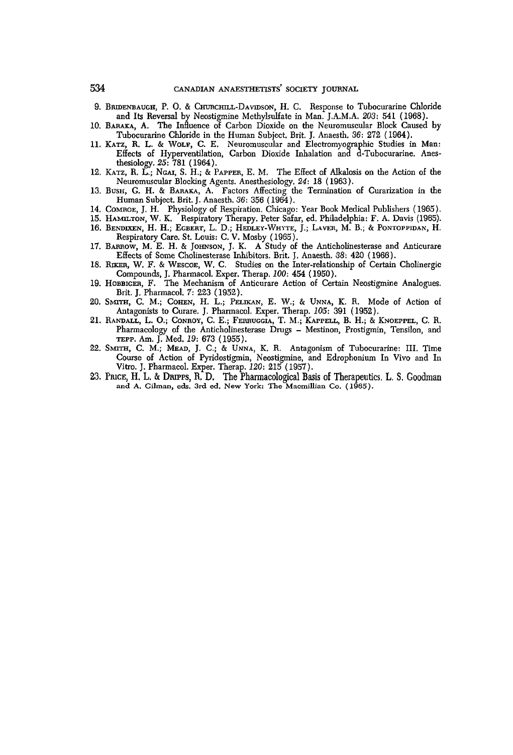9. BRIDENBAUGH, P. O. & CHURCHILL-DAVIDSON, H. C. Response to Tubocurarine Chloride and Its Reversal by Neostigmine Methylsulfate in Man. J.A.M.A. *203*: 541 (1968).
10. BARAKA, A. The Influence of Carbon Dioxide on the Neuromuscular Block Caused by Tubocurarine Chloride in the Human Subject. Brit. J. Anaesth. *36*: 272 (1964).
11. KATZ, R. L. & WOLF, C. E. Neuromuscular and Electromyographic Studies in Man: Effects of Hyperventilation, Carbon Dioxide Inhalation and d-Tubocurarine. Anesthesiology. *25*: 781 (1964).
12. KATZ, R. L.; NGAI, S. H.; & PAPPER, E. M. The Effect of Alkalosis on the Action of the Neuromuscular Blocking Agents. Anesthesiology. *24*: 18 (1963).
13. BUSH, G. H. & BARAKA, A. Factors Affecting the Termination of Curarization in the Human Subject. Brit. J. Anaesth. *36*: 356 (1964).
14. COMROE, J. H. Physiology of Respiration. Chicago: Year Book Medical Publishers (1965).
15. HAMILTON, W. K. Respiratory Therapy. Peter Safar, ed. Philadelphia: F. A. Davis (1965).
16. BENDIXEN, H. H.; EGBERT, L. D.; HEDLEY-WHYTE, J.; LAVER, M. B.; & PONTOPPIDAN, H. Respiratory Care. St. Louis: C. V. Mosby (1965).
17. BARROW, M. E. H. & JOHNSON, J. K. A Study of the Anticholinesterase and Anticurare Effects of Some Cholinesterase Inhibitors. Brit. J. Anaesth. *38*: 420 (1966).
18. RIKER, W. F. & WESCOE, W. C. Studies on the Inter-relationship of Certain Cholinergic Compounds, J. Pharmacol. Exper. Therap. *100*: 454 (1950).
19. HOBBIGER, F. The Mechanism of Anticurare Action of Certain Neostigmine Analogues. Brit. J. Pharmacol. 7: 223 (1952).
20. SMITH, C. M.; COHEN, H. L.; PELIKAN, E. W.; & UNNA, K. R. Mode of Action of Antagonists to Curare. J. Pharmacol. Exper. Therap. *105*: 391 (1952).
21. RANDALL, L. O.; CONROY, C. E.; FERRUGGIA, T. M.; KAPPELL, B. H.; & KNOEPPEL, C. R. Pharmacology of the Anticholinesterase Drugs – Mestinon, Prostigmin, Tensilon, and TEPP. Am. J. Med. *19*: 673 (1955).
22. SMITH, C. M.; MEAD, J. C.; & UNNA, K. R. Antagonism of Tubocurarine: III. Time Course of Action of Pyridostigmin, Neostigmine, and Edrophonium In Vivo and In Vitro. J. Pharmacol. Exper. Therap. *120*: 215 (1957).
23. PRICE, H. L. & DRIPPS, R. D. The Pharmacological Basis of Therapeutics. L. S. Goodman and A. Gilman, eds. 3rd ed. New York: The Macmillian Co. (1965).